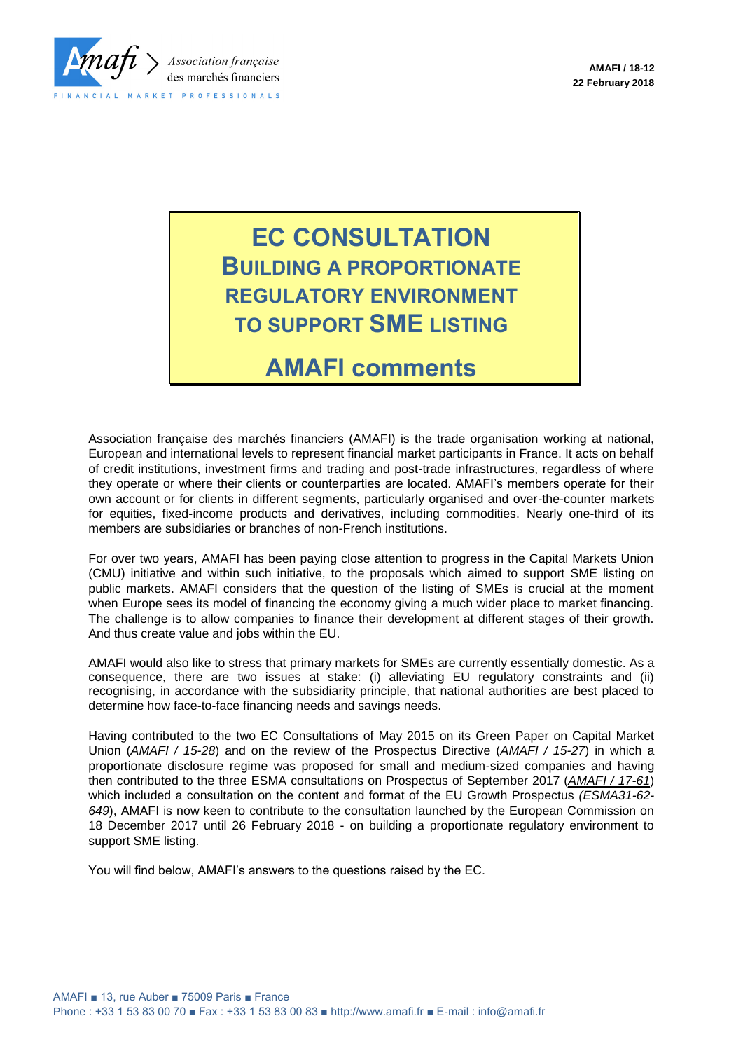Association française des marchés financiers

FINANCIAL MARKET PROFESSIONALS

**AMAFI / 18-12**
**22 February 2018**

# EC CONSULTATION
# BUILDING A PROPORTIONATE REGULATORY ENVIRONMENT TO SUPPORT SME LISTING

# AMAFI comments

Association française des marchés financiers (AMAFI) is the trade organisation working at national, European and international levels to represent financial market participants in France. It acts on behalf of credit institutions, investment firms and trading and post-trade infrastructures, regardless of where they operate or where their clients or counterparties are located. AMAFI's members operate for their own account or for clients in different segments, particularly organised and over-the-counter markets for equities, fixed-income products and derivatives, including commodities. Nearly one-third of its members are subsidiaries or branches of non-French institutions.

For over two years, AMAFI has been paying close attention to progress in the Capital Markets Union (CMU) initiative and within such initiative, to the proposals which aimed to support SME listing on public markets. AMAFI considers that the question of the listing of SMEs is crucial at the moment when Europe sees its model of financing the economy giving a much wider place to market financing. The challenge is to allow companies to finance their development at different stages of their growth. And thus create value and jobs within the EU.

AMAFI would also like to stress that primary markets for SMEs are currently essentially domestic. As a consequence, there are two issues at stake: (i) alleviating EU regulatory constraints and (ii) recognising, in accordance with the subsidiarity principle, that national authorities are best placed to determine how face-to-face financing needs and savings needs.

Having contributed to the two EC Consultations of May 2015 on its Green Paper on Capital Market Union (*AMAFI / 15-28*) and on the review of the Prospectus Directive (*AMAFI / 15-27*) in which a proportionate disclosure regime was proposed for small and medium-sized companies and having then contributed to the three ESMA consultations on Prospectus of September 2017 (*AMAFI / 17-61*) which included a consultation on the content and format of the EU Growth Prospectus *(ESMA31-62-649*), AMAFI is now keen to contribute to the consultation launched by the European Commission on 18 December 2017 until 26 February 2018 - on building a proportionate regulatory environment to support SME listing.

You will find below, AMAFI's answers to the questions raised by the EC.

AMAFI ■ 13, rue Auber ■ 75009 Paris ■ France
Phone : +33 1 53 83 00 70 ■ Fax : +33 1 53 83 00 83 ■ http://www.amafi.fr ■ E-mail : info@amafi.fr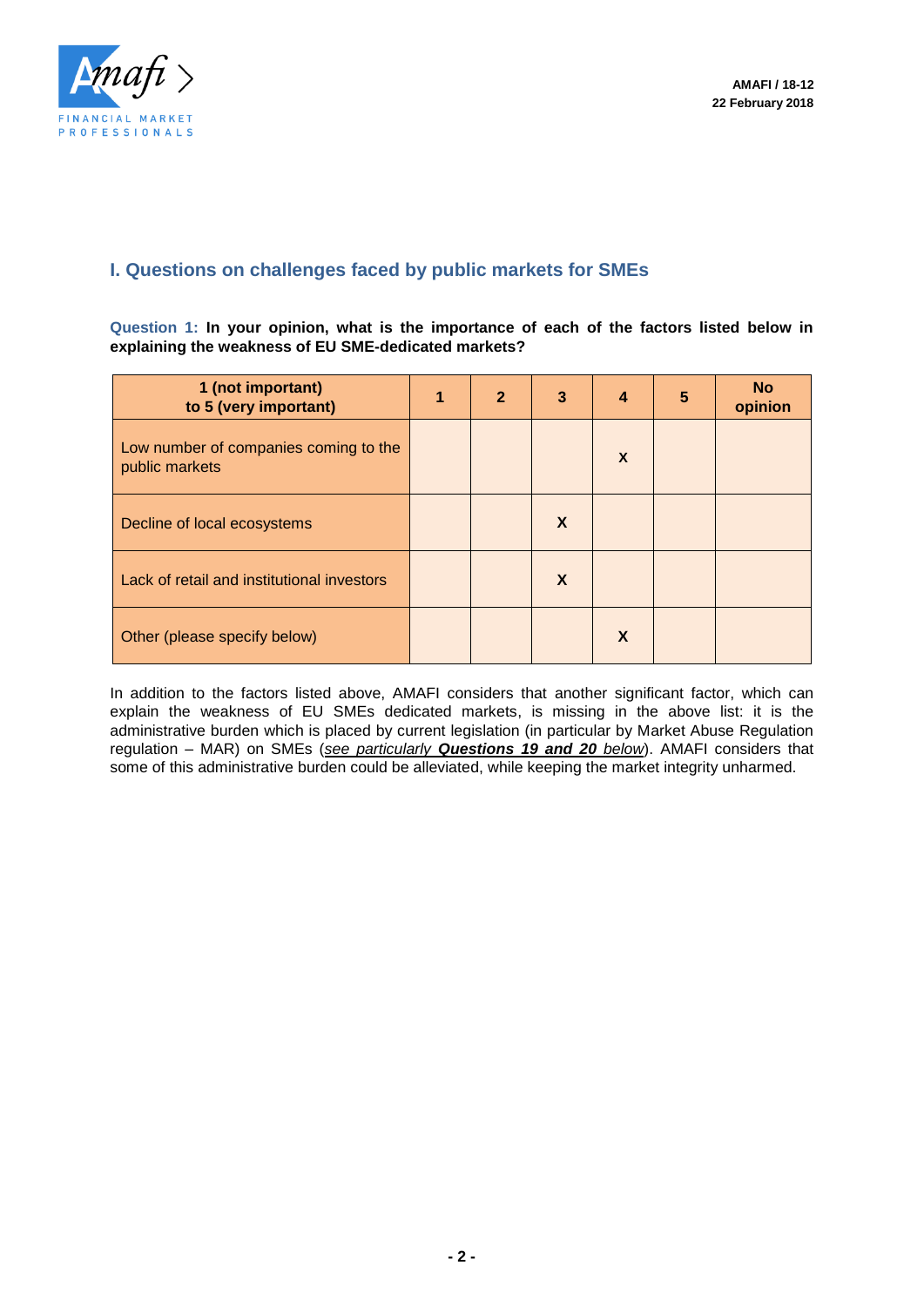## I. Questions on challenges faced by public markets for SMEs

**Question 1: In your opinion, what is the importance of each of the factors listed below in explaining the weakness of EU SME-dedicated markets?**

| 1 (not important) to 5 (very important) | 1 | 2 | 3 | 4 | 5 | No opinion |
|---|---|---|---|---|---|---|
| Low number of companies coming to the public markets | | | | X | | |
| Decline of local ecosystems | | | X | | | |
| Lack of retail and institutional investors | | | X | | | |
| Other (please specify below) | | | | X | | |

In addition to the factors listed above, AMAFI considers that another significant factor, which can explain the weakness of EU SMEs dedicated markets, is missing in the above list: it is the administrative burden which is placed by current legislation (in particular by Market Abuse Regulation regulation – MAR) on SMEs (*see particularly **Questions 19 and 20** below*). AMAFI considers that some of this administrative burden could be alleviated, while keeping the market integrity unharmed.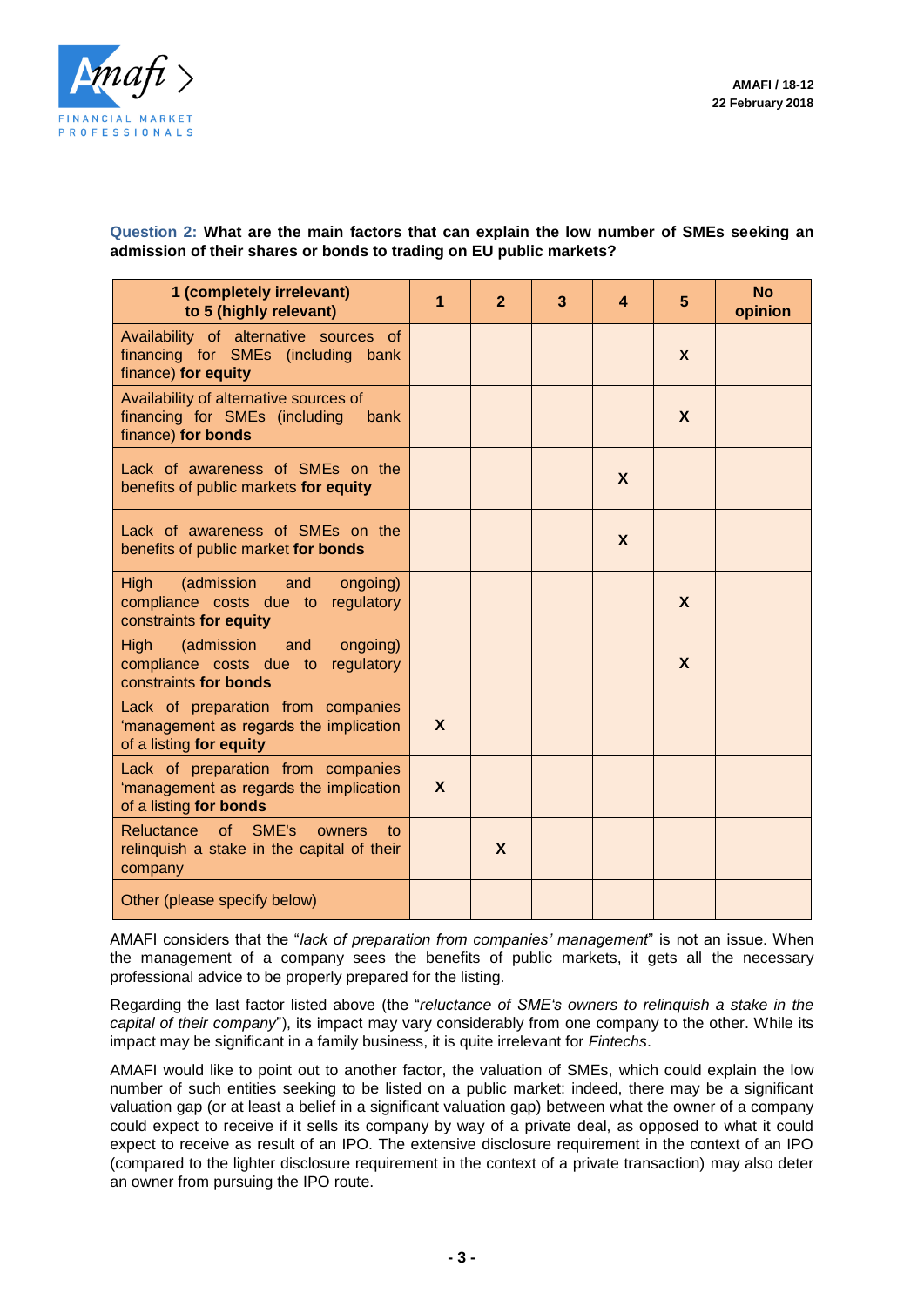**Question 2:** **What are the main factors that can explain the low number of SMEs seeking an admission of their shares or bonds to trading on EU public markets?**

| 1 (completely irrelevant) to 5 (highly relevant) | 1 | 2 | 3 | 4 | 5 | No opinion |
|---|---|---|---|---|---|---|
| Availability of alternative sources of financing for SMEs (including bank finance) **for equity** | | | | | X | |
| Availability of alternative sources of financing for SMEs (including bank finance) **for bonds** | | | | | X | |
| Lack of awareness of SMEs on the benefits of public markets **for equity** | | | | X | | |
| Lack of awareness of SMEs on the benefits of public market **for bonds** | | | | X | | |
| High (admission and ongoing) compliance costs due to regulatory constraints **for equity** | | | | | X | |
| High (admission and ongoing) compliance costs due to regulatory constraints **for bonds** | | | | | X | |
| Lack of preparation from companies 'management as regards the implication of a listing **for equity** | X | | | | | |
| Lack of preparation from companies 'management as regards the implication of a listing **for bonds** | X | | | | | |
| Reluctance of SME's owners to relinquish a stake in the capital of their company | | X | | | | |
| Other (please specify below) | | | | | | |

AMAFI considers that the "*lack of preparation from companies' management*" is not an issue. When the management of a company sees the benefits of public markets, it gets all the necessary professional advice to be properly prepared for the listing.

Regarding the last factor listed above (the "*reluctance of SME's owners to relinquish a stake in the capital of their company*"), its impact may vary considerably from one company to the other. While its impact may be significant in a family business, it is quite irrelevant for *Fintechs*.

AMAFI would like to point out to another factor, the valuation of SMEs, which could explain the low number of such entities seeking to be listed on a public market: indeed, there may be a significant valuation gap (or at least a belief in a significant valuation gap) between what the owner of a company could expect to receive if it sells its company by way of a private deal, as opposed to what it could expect to receive as result of an IPO. The extensive disclosure requirement in the context of an IPO (compared to the lighter disclosure requirement in the context of a private transaction) may also deter an owner from pursuing the IPO route.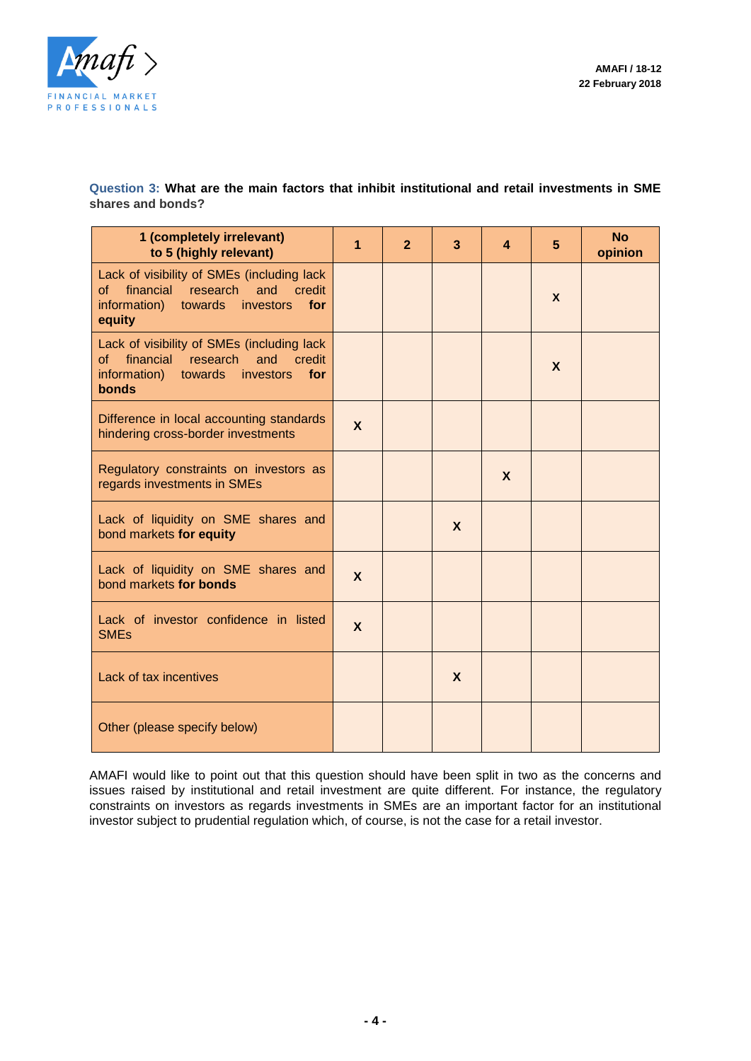**Question 3: What are the main factors that inhibit institutional and retail investments in SME shares and bonds?**

| 1 (completely irrelevant) to 5 (highly relevant) | 1 | 2 | 3 | 4 | 5 | No opinion |
|---|---|---|---|---|---|---|
| Lack of visibility of SMEs (including lack of financial research and credit information) towards investors **for equity** | | | | | X | |
| Lack of visibility of SMEs (including lack of financial research and credit information) towards investors **for bonds** | | | | | X | |
| Difference in local accounting standards hindering cross-border investments | X | | | | | |
| Regulatory constraints on investors as regards investments in SMEs | | | | X | | |
| Lack of liquidity on SME shares and bond markets **for equity** | | | X | | | |
| Lack of liquidity on SME shares and bond markets **for bonds** | X | | | | | |
| Lack of investor confidence in listed SMEs | X | | | | | |
| Lack of tax incentives | | | X | | | |
| Other (please specify below) | | | | | | |

AMAFI would like to point out that this question should have been split in two as the concerns and issues raised by institutional and retail investment are quite different. For instance, the regulatory constraints on investors as regards investments in SMEs are an important factor for an institutional investor subject to prudential regulation which, of course, is not the case for a retail investor.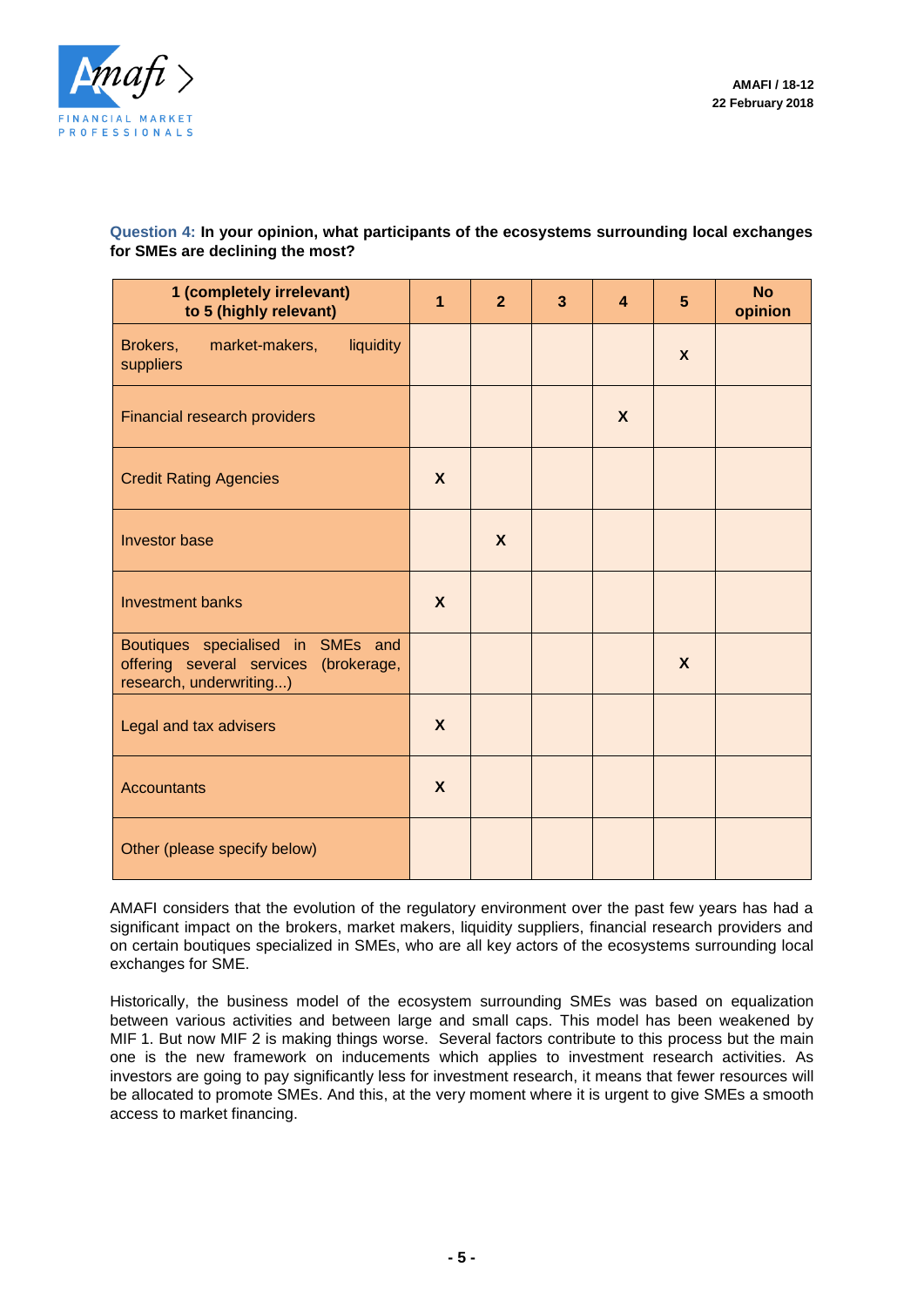**Question 4:** **In your opinion, what participants of the ecosystems surrounding local exchanges for SMEs are declining the most?**

| 1 (completely irrelevant) to 5 (highly relevant) | 1 | 2 | 3 | 4 | 5 | No opinion |
|---|---|---|---|---|---|---|
| Brokers, market-makers, liquidity suppliers | | | | | X | |
| Financial research providers | | | | X | | |
| Credit Rating Agencies | X | | | | | |
| Investor base | | X | | | | |
| Investment banks | X | | | | | |
| Boutiques specialised in SMEs and offering several services (brokerage, research, underwriting...) | | | | | X | |
| Legal and tax advisers | X | | | | | |
| Accountants | X | | | | | |
| Other (please specify below) | | | | | | |

AMAFI considers that the evolution of the regulatory environment over the past few years has had a significant impact on the brokers, market makers, liquidity suppliers, financial research providers and on certain boutiques specialized in SMEs, who are all key actors of the ecosystems surrounding local exchanges for SME.

Historically, the business model of the ecosystem surrounding SMEs was based on equalization between various activities and between large and small caps. This model has been weakened by MIF 1. But now MIF 2 is making things worse. Several factors contribute to this process but the main one is the new framework on inducements which applies to investment research activities. As investors are going to pay significantly less for investment research, it means that fewer resources will be allocated to promote SMEs. And this, at the very moment where it is urgent to give SMEs a smooth access to market financing.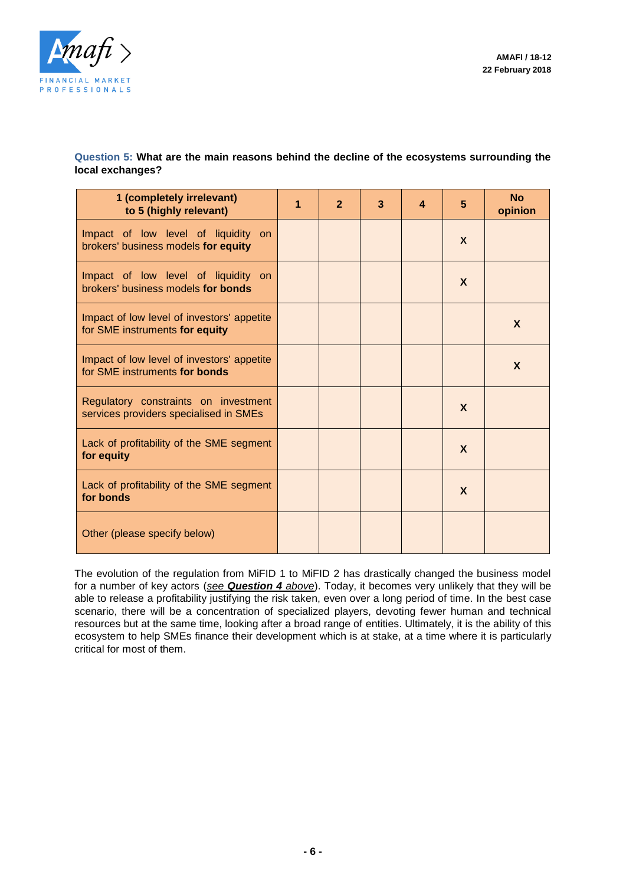**Question 5: What are the main reasons behind the decline of the ecosystems surrounding the local exchanges?**

| 1 (completely irrelevant) to 5 (highly relevant) | 1 | 2 | 3 | 4 | 5 | No opinion |
|---|---|---|---|---|---|---|
| Impact of low level of liquidity on brokers' business models **for equity** | | | | | X | |
| Impact of low level of liquidity on brokers' business models **for bonds** | | | | | X | |
| Impact of low level of investors' appetite for SME instruments **for equity** | | | | | | X |
| Impact of low level of investors' appetite for SME instruments **for bonds** | | | | | | X |
| Regulatory constraints on investment services providers specialised in SMEs | | | | | X | |
| Lack of profitability of the SME segment **for equity** | | | | | X | |
| Lack of profitability of the SME segment **for bonds** | | | | | X | |
| Other (please specify below) | | | | | | |

The evolution of the regulation from MiFID 1 to MiFID 2 has drastically changed the business model for a number of key actors (*see* ***Question 4*** *above*). Today, it becomes very unlikely that they will be able to release a profitability justifying the risk taken, even over a long period of time. In the best case scenario, there will be a concentration of specialized players, devoting fewer human and technical resources but at the same time, looking after a broad range of entities. Ultimately, it is the ability of this ecosystem to help SMEs finance their development which is at stake, at a time where it is particularly critical for most of them.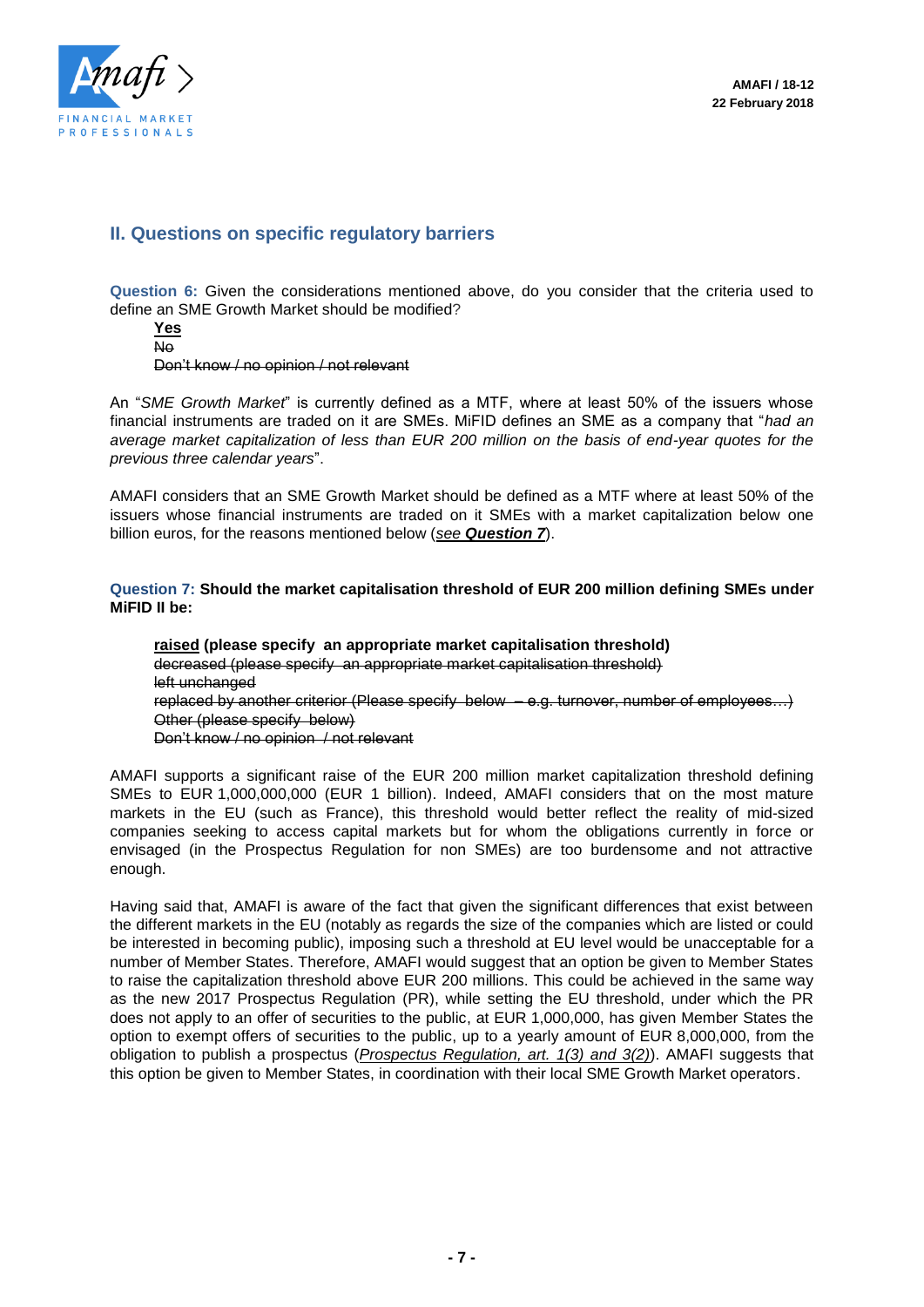## II. Questions on specific regulatory barriers

**Question 6:** Given the considerations mentioned above, do you consider that the criteria used to define an SME Growth Market should be modified?

**Yes**
~~No~~
~~Don't know / no opinion / not relevant~~

An "*SME Growth Market*" is currently defined as a MTF, where at least 50% of the issuers whose financial instruments are traded on it are SMEs. MiFID defines an SME as a company that "*had an average market capitalization of less than EUR 200 million on the basis of end-year quotes for the previous three calendar years*".

AMAFI considers that an SME Growth Market should be defined as a MTF where at least 50% of the issuers whose financial instruments are traded on it SMEs with a market capitalization below one billion euros, for the reasons mentioned below (*see **Question 7***).

**Question 7: Should the market capitalisation threshold of EUR 200 million defining SMEs under MiFID II be:**

**raised (please specify an appropriate market capitalisation threshold)**
~~decreased (please specify an appropriate market capitalisation threshold)~~
~~left unchanged~~
~~replaced by another criterior (Please specify below – e.g. turnover, number of employees…)~~
~~Other (please specify below)~~
~~Don't know / no opinion / not relevant~~

AMAFI supports a significant raise of the EUR 200 million market capitalization threshold defining SMEs to EUR 1,000,000,000 (EUR 1 billion). Indeed, AMAFI considers that on the most mature markets in the EU (such as France), this threshold would better reflect the reality of mid-sized companies seeking to access capital markets but for whom the obligations currently in force or envisaged (in the Prospectus Regulation for non SMEs) are too burdensome and not attractive enough.

Having said that, AMAFI is aware of the fact that given the significant differences that exist between the different markets in the EU (notably as regards the size of the companies which are listed or could be interested in becoming public), imposing such a threshold at EU level would be unacceptable for a number of Member States. Therefore, AMAFI would suggest that an option be given to Member States to raise the capitalization threshold above EUR 200 millions. This could be achieved in the same way as the new 2017 Prospectus Regulation (PR), while setting the EU threshold, under which the PR does not apply to an offer of securities to the public, at EUR 1,000,000, has given Member States the option to exempt offers of securities to the public, up to a yearly amount of EUR 8,000,000, from the obligation to publish a prospectus (*Prospectus Regulation, art. 1(3) and 3(2)*). AMAFI suggests that this option be given to Member States, in coordination with their local SME Growth Market operators.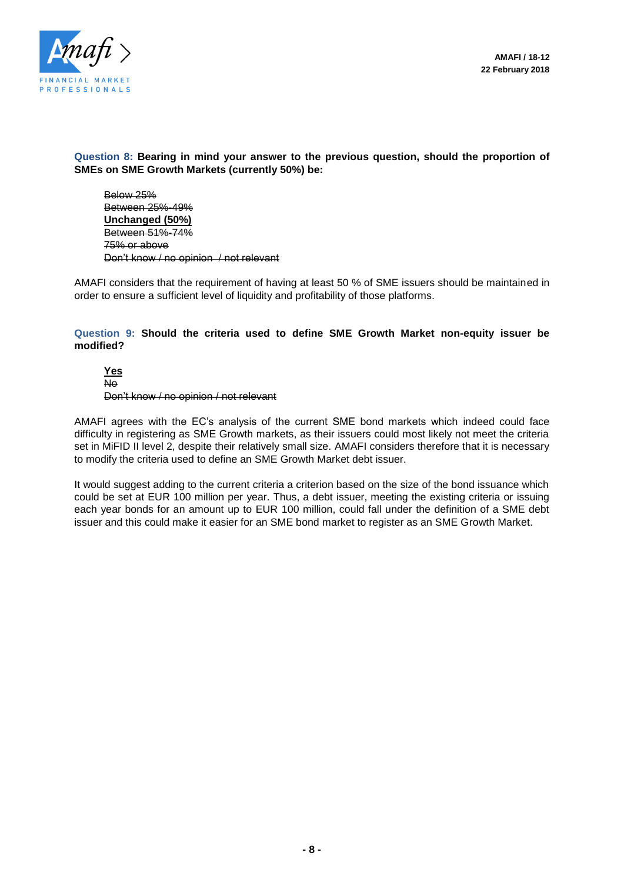**Question 8: Bearing in mind your answer to the previous question, should the proportion of SMEs on SME Growth Markets (currently 50%) be:**

~~Below 25%~~
~~Between 25%-49%~~
**<u>Unchanged (50%)</u>**
~~Between 51%-74%~~
~~75% or above~~
~~Don't know / no opinion / not relevant~~

AMAFI considers that the requirement of having at least 50 % of SME issuers should be maintained in order to ensure a sufficient level of liquidity and profitability of those platforms.

**Question 9: Should the criteria used to define SME Growth Market non-equity issuer be modified?**

**<u>Yes</u>**
~~No~~
~~Don't know / no opinion / not relevant~~

AMAFI agrees with the EC's analysis of the current SME bond markets which indeed could face difficulty in registering as SME Growth markets, as their issuers could most likely not meet the criteria set in MiFID II level 2, despite their relatively small size. AMAFI considers therefore that it is necessary to modify the criteria used to define an SME Growth Market debt issuer.

It would suggest adding to the current criteria a criterion based on the size of the bond issuance which could be set at EUR 100 million per year. Thus, a debt issuer, meeting the existing criteria or issuing each year bonds for an amount up to EUR 100 million, could fall under the definition of a SME debt issuer and this could make it easier for an SME bond market to register as an SME Growth Market.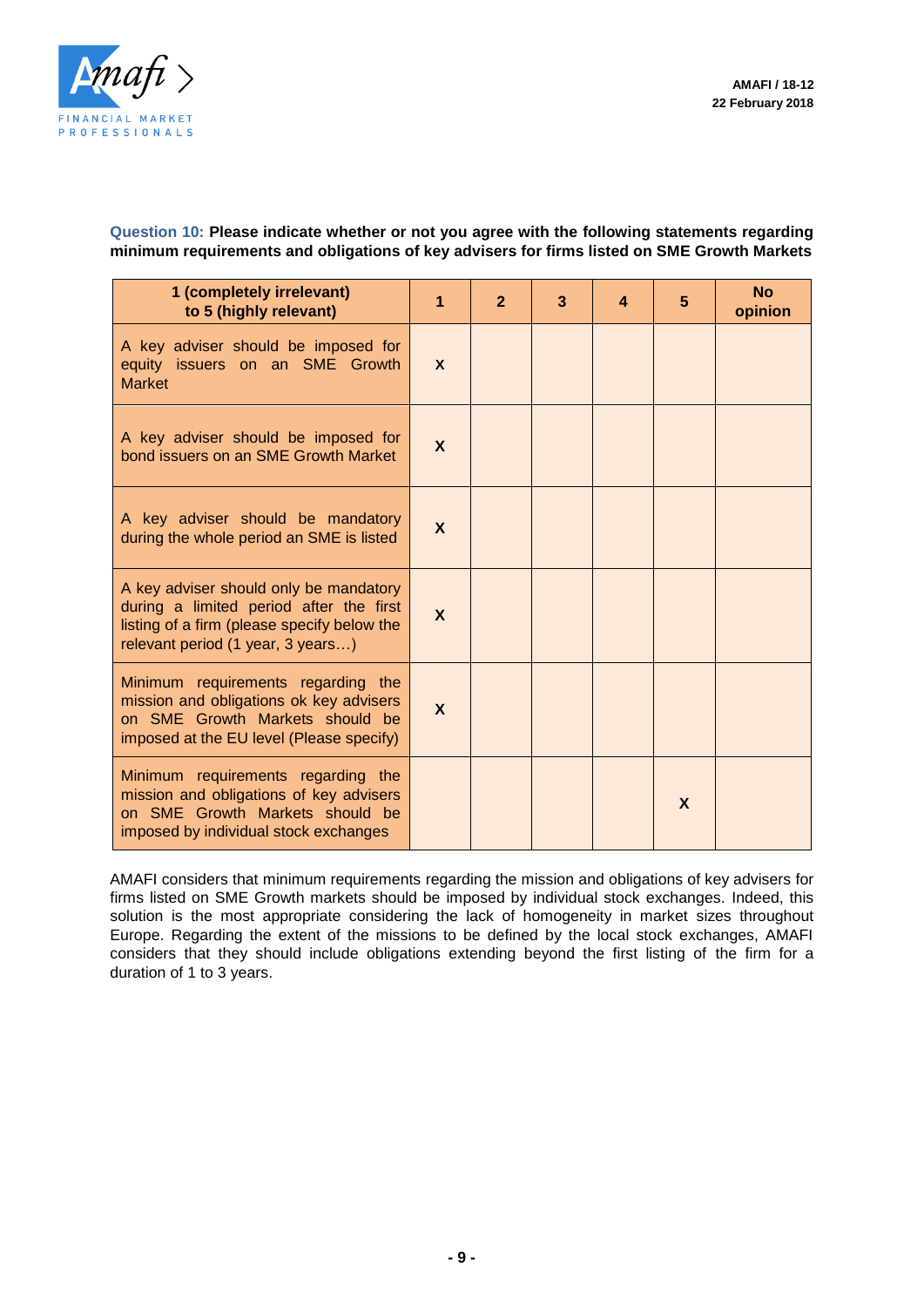**Question 10:** **Please indicate whether or not you agree with the following statements regarding minimum requirements and obligations of key advisers for firms listed on SME Growth Markets**

| 1 (completely irrelevant) to 5 (highly relevant) | 1 | 2 | 3 | 4 | 5 | No opinion |
|---|---|---|---|---|---|---|
| A key adviser should be imposed for equity issuers on an SME Growth Market | X | | | | | |
| A key adviser should be imposed for bond issuers on an SME Growth Market | X | | | | | |
| A key adviser should be mandatory during the whole period an SME is listed | X | | | | | |
| A key adviser should only be mandatory during a limited period after the first listing of a firm (please specify below the relevant period (1 year, 3 years…) | X | | | | | |
| Minimum requirements regarding the mission and obligations ok key advisers on SME Growth Markets should be imposed at the EU level (Please specify) | X | | | | | |
| Minimum requirements regarding the mission and obligations of key advisers on SME Growth Markets should be imposed by individual stock exchanges | | | | | X | |

AMAFI considers that minimum requirements regarding the mission and obligations of key advisers for firms listed on SME Growth markets should be imposed by individual stock exchanges. Indeed, this solution is the most appropriate considering the lack of homogeneity in market sizes throughout Europe. Regarding the extent of the missions to be defined by the local stock exchanges, AMAFI considers that they should include obligations extending beyond the first listing of the firm for a duration of 1 to 3 years.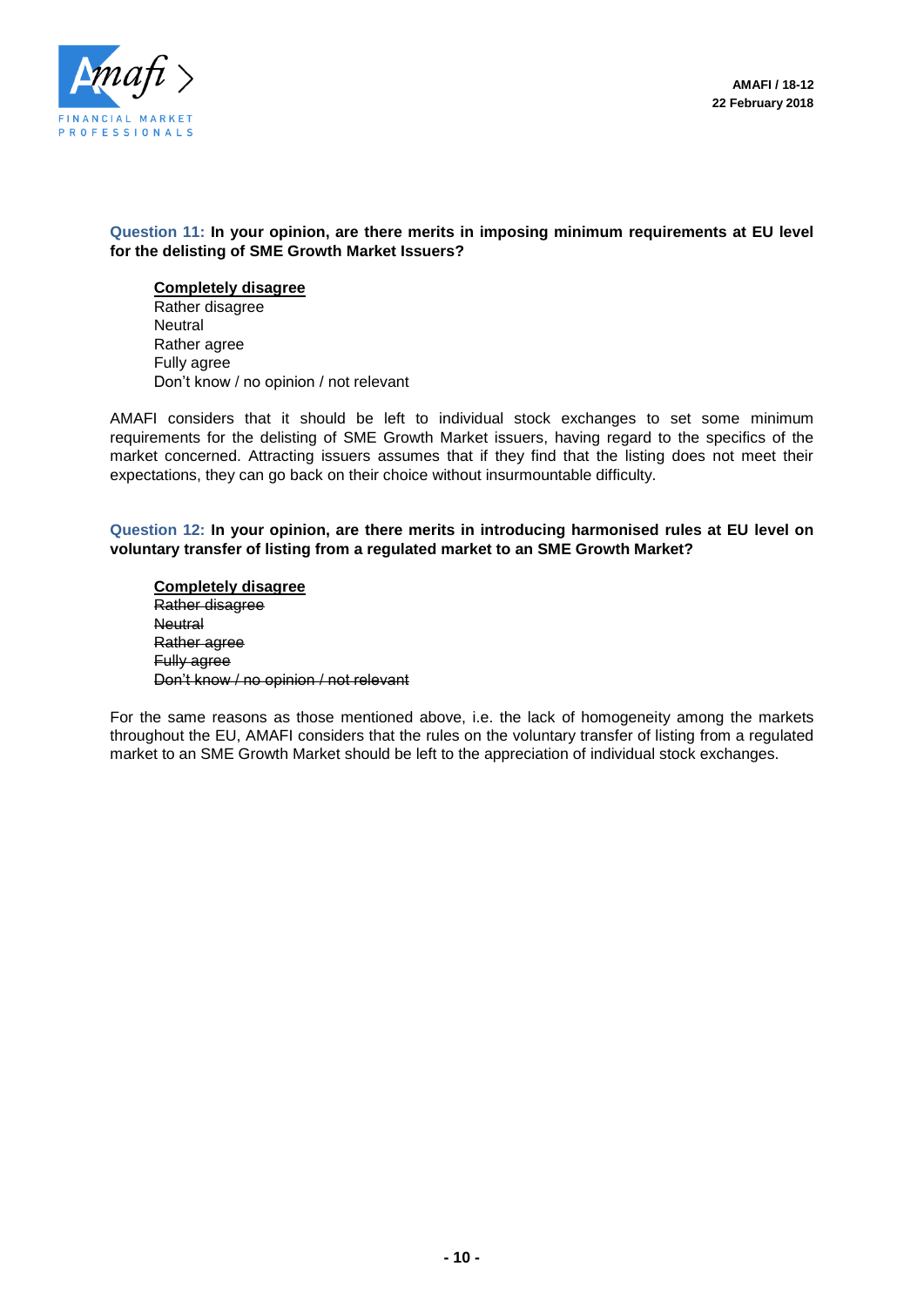**Question 11: In your opinion, are there merits in imposing minimum requirements at EU level for the delisting of SME Growth Market Issuers?**

<u>**Completely disagree**</u>
Rather disagree
Neutral
Rather agree
Fully agree
Don't know / no opinion / not relevant

AMAFI considers that it should be left to individual stock exchanges to set some minimum requirements for the delisting of SME Growth Market issuers, having regard to the specifics of the market concerned. Attracting issuers assumes that if they find that the listing does not meet their expectations, they can go back on their choice without insurmountable difficulty.

**Question 12: In your opinion, are there merits in introducing harmonised rules at EU level on voluntary transfer of listing from a regulated market to an SME Growth Market?**

<u>**Completely disagree**</u>
~~Rather disagree~~
~~Neutral~~
~~Rather agree~~
~~Fully agree~~
~~Don't know / no opinion / not relevant~~

For the same reasons as those mentioned above, i.e. the lack of homogeneity among the markets throughout the EU, AMAFI considers that the rules on the voluntary transfer of listing from a regulated market to an SME Growth Market should be left to the appreciation of individual stock exchanges.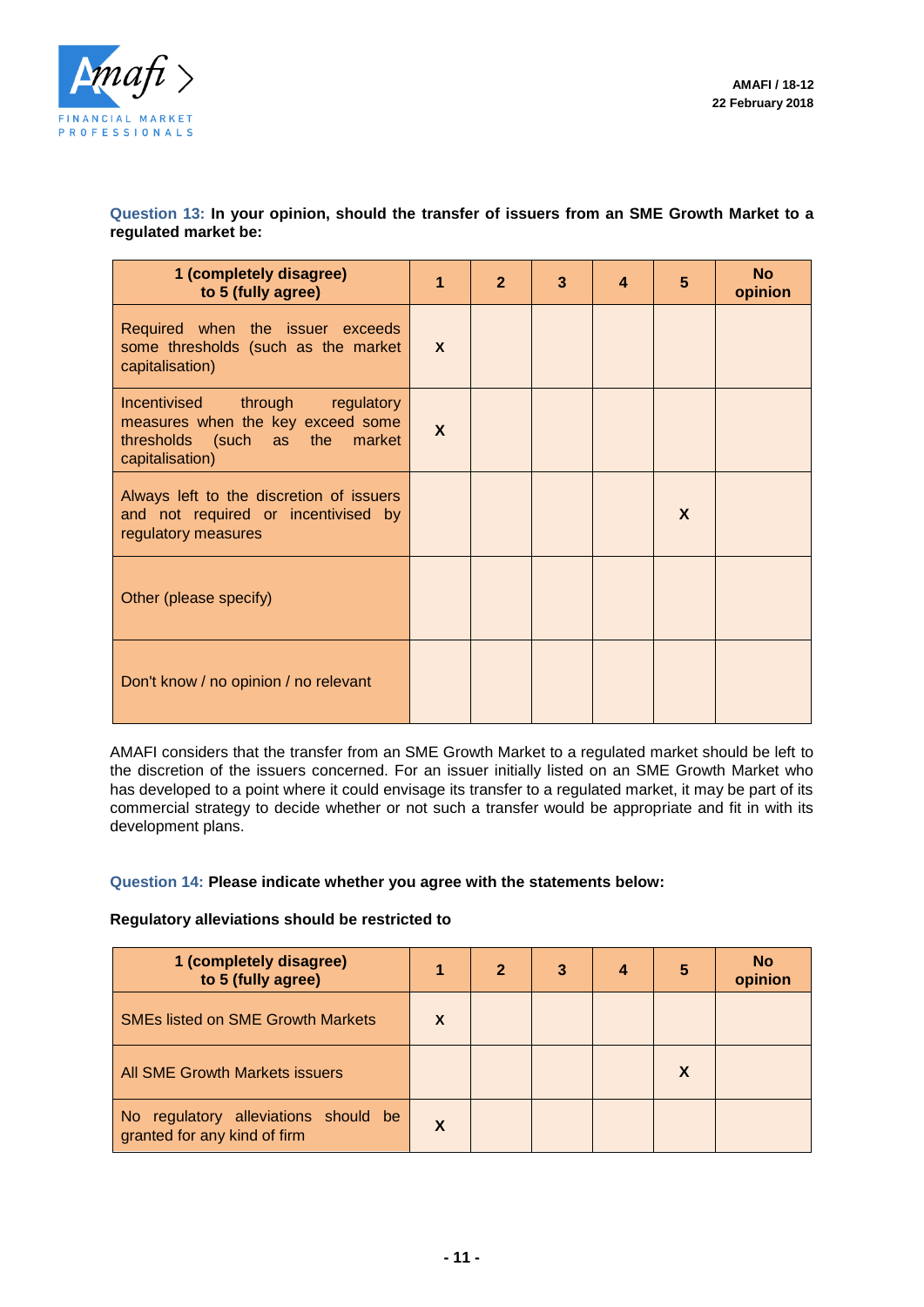**Question 13: In your opinion, should the transfer of issuers from an SME Growth Market to a regulated market be:**

| 1 (completely disagree) to 5 (fully agree) | 1 | 2 | 3 | 4 | 5 | No opinion |
|---|---|---|---|---|---|---|
| Required when the issuer exceeds some thresholds (such as the market capitalisation) | X | | | | | |
| Incentivised through regulatory measures when the key exceed some thresholds (such as the market capitalisation) | X | | | | | |
| Always left to the discretion of issuers and not required or incentivised by regulatory measures | | | | | X | |
| Other (please specify) | | | | | | |
| Don't know / no opinion / no relevant | | | | | | |

AMAFI considers that the transfer from an SME Growth Market to a regulated market should be left to the discretion of the issuers concerned. For an issuer initially listed on an SME Growth Market who has developed to a point where it could envisage its transfer to a regulated market, it may be part of its commercial strategy to decide whether or not such a transfer would be appropriate and fit in with its development plans.

**Question 14: Please indicate whether you agree with the statements below:**

**Regulatory alleviations should be restricted to**

| 1 (completely disagree) to 5 (fully agree) | 1 | 2 | 3 | 4 | 5 | No opinion |
|---|---|---|---|---|---|---|
| SMEs listed on SME Growth Markets | X | | | | | |
| All SME Growth Markets issuers | | | | | X | |
| No regulatory alleviations should be granted for any kind of firm | X | | | | | |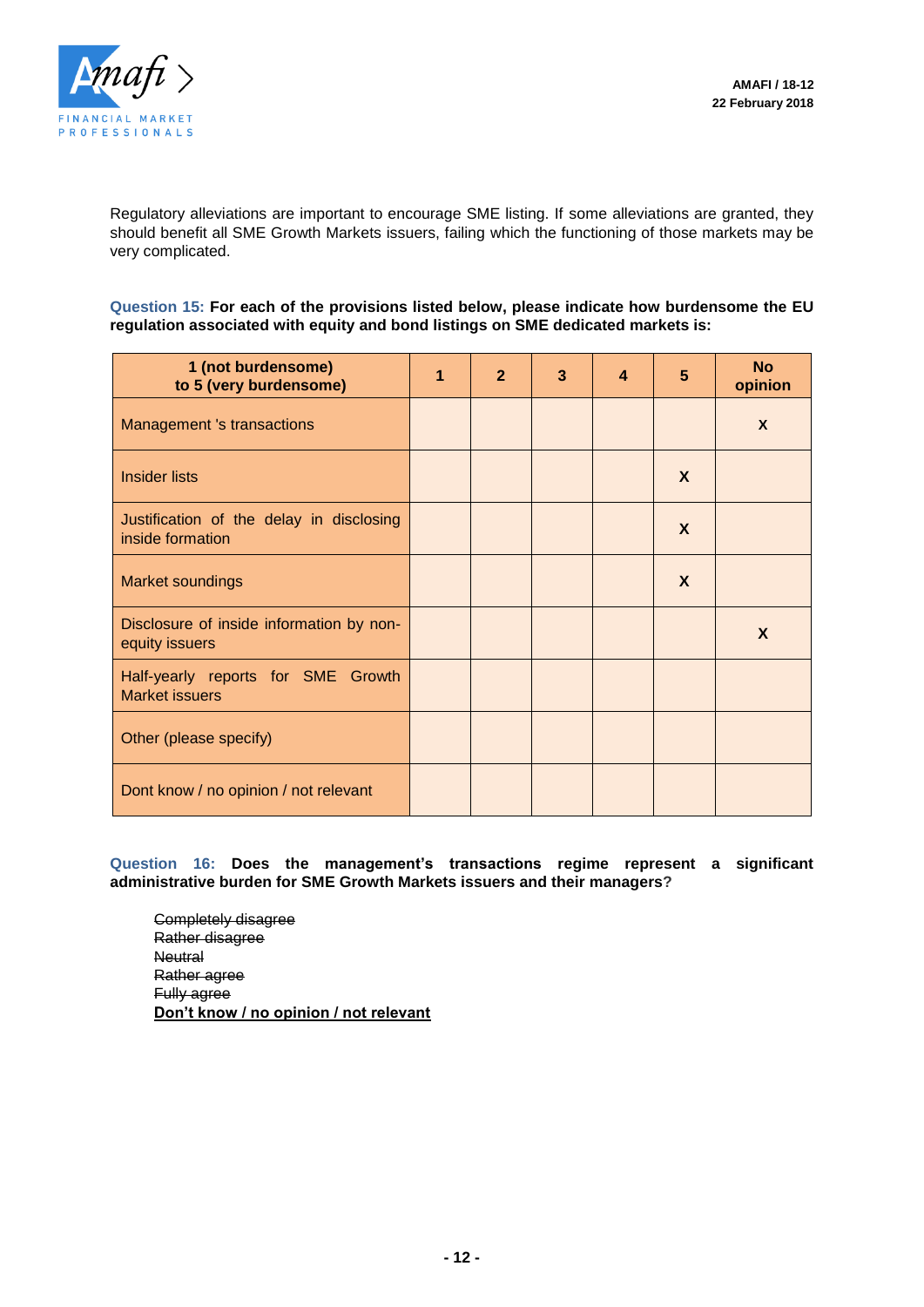Regulatory alleviations are important to encourage SME listing. If some alleviations are granted, they should benefit all SME Growth Markets issuers, failing which the functioning of those markets may be very complicated.

**Question 15: For each of the provisions listed below, please indicate how burdensome the EU regulation associated with equity and bond listings on SME dedicated markets is:**

| 1 (not burdensome) to 5 (very burdensome) | 1 | 2 | 3 | 4 | 5 | No opinion |
|---|---|---|---|---|---|---|
| Management 's transactions | | | | | | X |
| Insider lists | | | | | X | |
| Justification of the delay in disclosing inside formation | | | | | X | |
| Market soundings | | | | | X | |
| Disclosure of inside information by non-equity issuers | | | | | | X |
| Half-yearly reports for SME Growth Market issuers | | | | | | |
| Other (please specify) | | | | | | |
| Dont know / no opinion / not relevant | | | | | | |

**Question 16: Does the management's transactions regime represent a significant administrative burden for SME Growth Markets issuers and their managers?**

~~Completely disagree~~
~~Rather disagree~~
~~Neutral~~
~~Rather agree~~
~~Fully agree~~
**Don't know / no opinion / not relevant**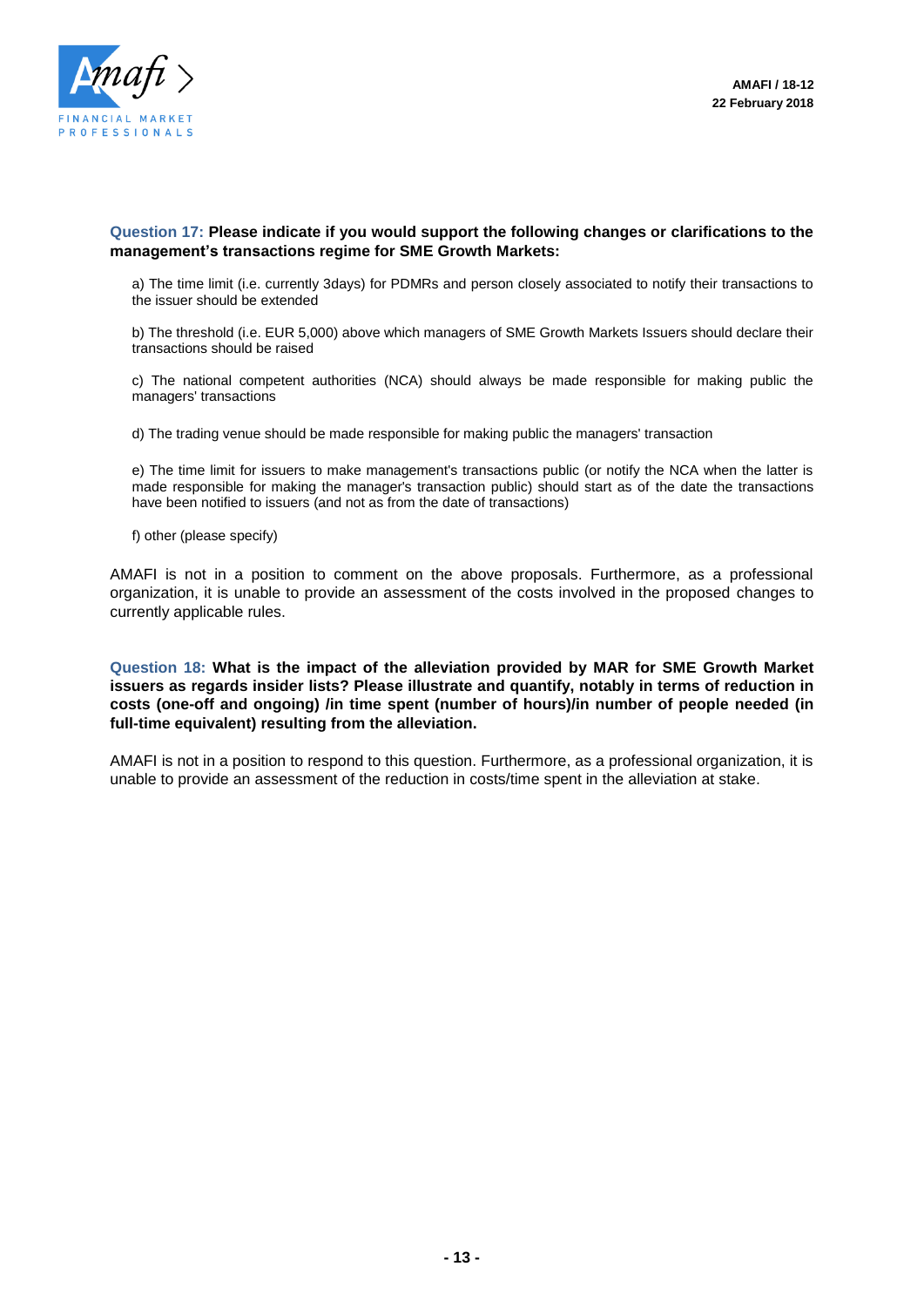**Question 17: Please indicate if you would support the following changes or clarifications to the management's transactions regime for SME Growth Markets:**

a) The time limit (i.e. currently 3days) for PDMRs and person closely associated to notify their transactions to the issuer should be extended

b) The threshold (i.e. EUR 5,000) above which managers of SME Growth Markets Issuers should declare their transactions should be raised

c) The national competent authorities (NCA) should always be made responsible for making public the managers' transactions

d) The trading venue should be made responsible for making public the managers' transaction

e) The time limit for issuers to make management's transactions public (or notify the NCA when the latter is made responsible for making the manager's transaction public) should start as of the date the transactions have been notified to issuers (and not as from the date of transactions)

f) other (please specify)

AMAFI is not in a position to comment on the above proposals. Furthermore, as a professional organization, it is unable to provide an assessment of the costs involved in the proposed changes to currently applicable rules.

**Question 18: What is the impact of the alleviation provided by MAR for SME Growth Market issuers as regards insider lists? Please illustrate and quantify, notably in terms of reduction in costs (one-off and ongoing) /in time spent (number of hours)/in number of people needed (in full-time equivalent) resulting from the alleviation.**

AMAFI is not in a position to respond to this question. Furthermore, as a professional organization, it is unable to provide an assessment of the reduction in costs/time spent in the alleviation at stake.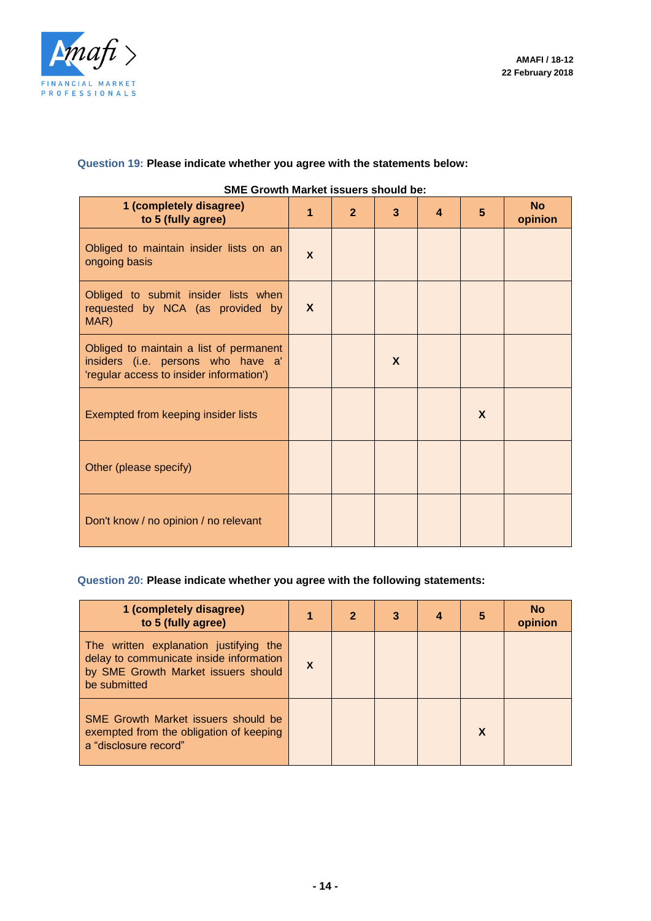**Question 19:** **Please indicate whether you agree with the statements below:**

**SME Growth Market issuers should be:**

| 1 (completely disagree) to 5 (fully agree) | 1 | 2 | 3 | 4 | 5 | No opinion |
|---|---|---|---|---|---|---|
| Obliged to maintain insider lists on an ongoing basis | X | | | | | |
| Obliged to submit insider lists when requested by NCA (as provided by MAR) | X | | | | | |
| Obliged to maintain a list of permanent insiders (i.e. persons who have a' 'regular access to insider information') | | | X | | | |
| Exempted from keeping insider lists | | | | | X | |
| Other (please specify) | | | | | | |
| Don't know / no opinion / no relevant | | | | | | |

**Question 20:** **Please indicate whether you agree with the following statements:**

| 1 (completely disagree) to 5 (fully agree) | 1 | 2 | 3 | 4 | 5 | No opinion |
|---|---|---|---|---|---|---|
| The written explanation justifying the delay to communicate inside information by SME Growth Market issuers should be submitted | X | | | | | |
| SME Growth Market issuers should be exempted from the obligation of keeping a "disclosure record" | | | | | X | |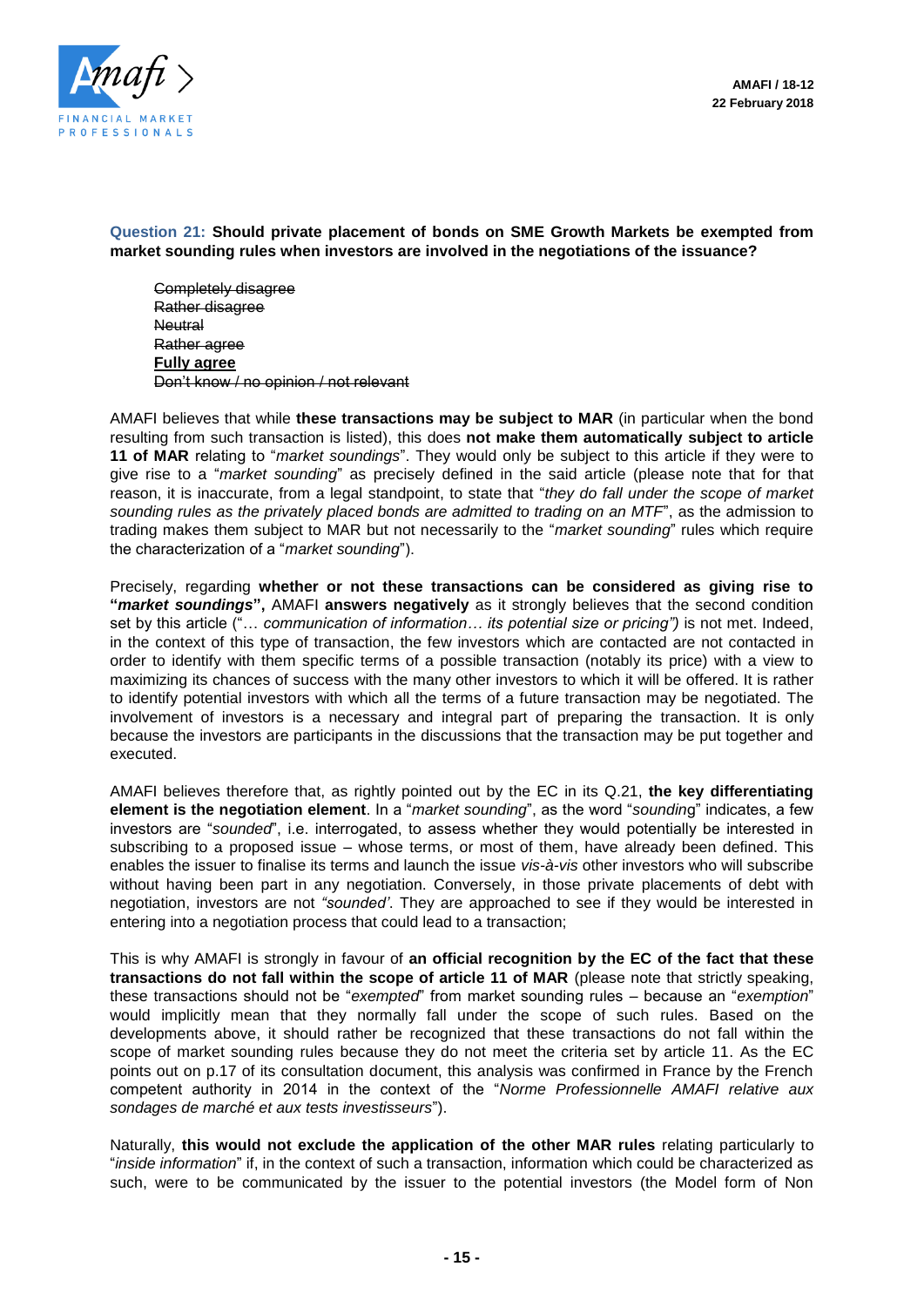**Question 21: Should private placement of bonds on SME Growth Markets be exempted from market sounding rules when investors are involved in the negotiations of the issuance?**

~~Completely disagree~~
~~Rather disagree~~
~~Neutral~~
~~Rather agree~~
**Fully agree**
~~Don't know / no opinion / not relevant~~

AMAFI believes that while **these transactions may be subject to MAR** (in particular when the bond resulting from such transaction is listed), this does **not make them automatically subject to article 11 of MAR** relating to "*market soundings*". They would only be subject to this article if they were to give rise to a "*market sounding*" as precisely defined in the said article (please note that for that reason, it is inaccurate, from a legal standpoint, to state that "*they do fall under the scope of market sounding rules as the privately placed bonds are admitted to trading on an MTF*", as the admission to trading makes them subject to MAR but not necessarily to the "*market sounding*" rules which require the characterization of a "*market sounding*").

Precisely, regarding **whether or not these transactions can be considered as giving rise to "*market soundings*",** AMAFI **answers negatively** as it strongly believes that the second condition set by this article ("… *communication of information… its potential size or pricing")* is not met. Indeed, in the context of this type of transaction, the few investors which are contacted are not contacted in order to identify with them specific terms of a possible transaction (notably its price) with a view to maximizing its chances of success with the many other investors to which it will be offered. It is rather to identify potential investors with which all the terms of a future transaction may be negotiated. The involvement of investors is a necessary and integral part of preparing the transaction. It is only because the investors are participants in the discussions that the transaction may be put together and executed.

AMAFI believes therefore that, as rightly pointed out by the EC in its Q.21, **the key differentiating element is the negotiation element**. In a "*market sounding*", as the word "*sounding*" indicates, a few investors are "*sounded*", i.e. interrogated, to assess whether they would potentially be interested in subscribing to a proposed issue – whose terms, or most of them, have already been defined. This enables the issuer to finalise its terms and launch the issue *vis-à-vis* other investors who will subscribe without having been part in any negotiation. Conversely, in those private placements of debt with negotiation, investors are not *"sounded'*. They are approached to see if they would be interested in entering into a negotiation process that could lead to a transaction;

This is why AMAFI is strongly in favour of **an official recognition by the EC of the fact that these transactions do not fall within the scope of article 11 of MAR** (please note that strictly speaking, these transactions should not be "*exempted*" from market sounding rules – because an "*exemption*" would implicitly mean that they normally fall under the scope of such rules. Based on the developments above, it should rather be recognized that these transactions do not fall within the scope of market sounding rules because they do not meet the criteria set by article 11. As the EC points out on p.17 of its consultation document, this analysis was confirmed in France by the French competent authority in 2014 in the context of the "*Norme Professionnelle AMAFI relative aux sondages de marché et aux tests investisseurs*").

Naturally, **this would not exclude the application of the other MAR rules** relating particularly to "*inside information*" if, in the context of such a transaction, information which could be characterized as such, were to be communicated by the issuer to the potential investors (the Model form of Non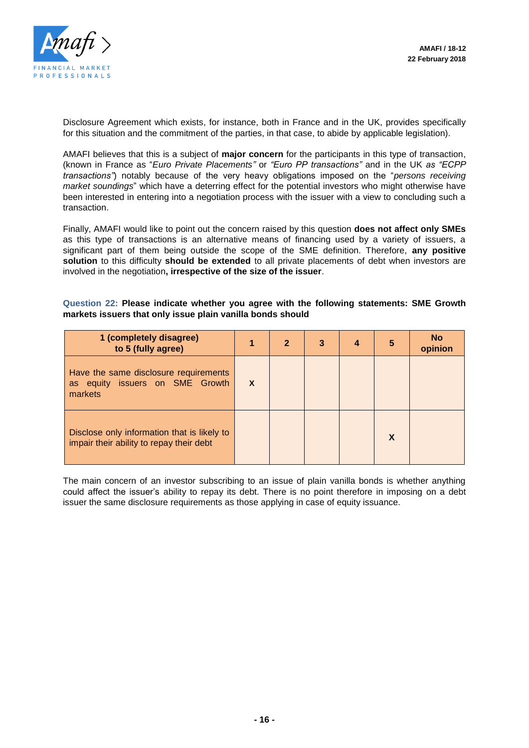Disclosure Agreement which exists, for instance, both in France and in the UK, provides specifically for this situation and the commitment of the parties, in that case, to abide by applicable legislation).

AMAFI believes that this is a subject of **major concern** for the participants in this type of transaction, (known in France as "*Euro Private Placements"* or *"Euro PP transactions"* and in the UK *as "ECPP transactions"*) notably because of the very heavy obligations imposed on the "*persons receiving market soundings*" which have a deterring effect for the potential investors who might otherwise have been interested in entering into a negotiation process with the issuer with a view to concluding such a transaction.

Finally, AMAFI would like to point out the concern raised by this question **does not affect only SMEs** as this type of transactions is an alternative means of financing used by a variety of issuers, a significant part of them being outside the scope of the SME definition. Therefore, **any positive solution** to this difficulty **should be extended** to all private placements of debt when investors are involved in the negotiation**, irrespective of the size of the issuer**.

**Question 22: Please indicate whether you agree with the following statements: SME Growth markets issuers that only issue plain vanilla bonds should**

| 1 (completely disagree) to 5 (fully agree) | 1 | 2 | 3 | 4 | 5 | No opinion |
|---|---|---|---|---|---|---|
| Have the same disclosure requirements as equity issuers on SME Growth markets | X | | | | | |
| Disclose only information that is likely to impair their ability to repay their debt | | | | | X | |

The main concern of an investor subscribing to an issue of plain vanilla bonds is whether anything could affect the issuer's ability to repay its debt. There is no point therefore in imposing on a debt issuer the same disclosure requirements as those applying in case of equity issuance.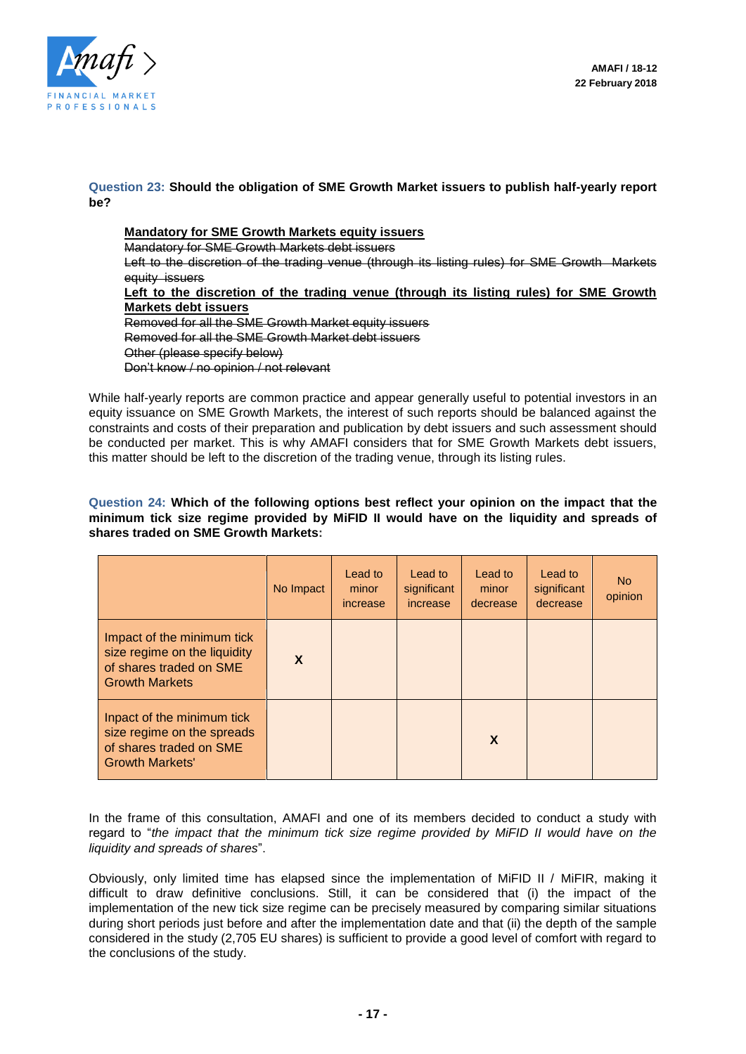**Question 23:** **Should the obligation of SME Growth Market issuers to publish half-yearly report be?**

> **Mandatory for SME Growth Markets equity issuers**
> ~~Mandatory for SME Growth Markets debt issuers~~
> ~~Left to the discretion of the trading venue (through its listing rules) for SME Growth Markets equity issuers~~
> **Left to the discretion of the trading venue (through its listing rules) for SME Growth Markets debt issuers**
> ~~Removed for all the SME Growth Market equity issuers~~
> ~~Removed for all the SME Growth Market debt issuers~~
> ~~Other (please specify below)~~
> ~~Don't know / no opinion / not relevant~~

While half-yearly reports are common practice and appear generally useful to potential investors in an equity issuance on SME Growth Markets, the interest of such reports should be balanced against the constraints and costs of their preparation and publication by debt issuers and such assessment should be conducted per market. This is why AMAFI considers that for SME Growth Markets debt issuers, this matter should be left to the discretion of the trading venue, through its listing rules.

**Question 24:** **Which of the following options best reflect your opinion on the impact that the minimum tick size regime provided by MiFID II would have on the liquidity and spreads of shares traded on SME Growth Markets:**

| | No Impact | Lead to minor increase | Lead to significant increase | Lead to minor decrease | Lead to significant decrease | No opinion |
|---|---|---|---|---|---|---|
| Impact of the minimum tick size regime on the liquidity of shares traded on SME Growth Markets | X | | | | | |
| Inpact of the minimum tick size regime on the spreads of shares traded on SME Growth Markets' | | | | X | | |

In the frame of this consultation, AMAFI and one of its members decided to conduct a study with regard to "*the impact that the minimum tick size regime provided by MiFID II would have on the liquidity and spreads of shares*".

Obviously, only limited time has elapsed since the implementation of MiFID II / MiFIR, making it difficult to draw definitive conclusions. Still, it can be considered that (i) the impact of the implementation of the new tick size regime can be precisely measured by comparing similar situations during short periods just before and after the implementation date and that (ii) the depth of the sample considered in the study (2,705 EU shares) is sufficient to provide a good level of comfort with regard to the conclusions of the study.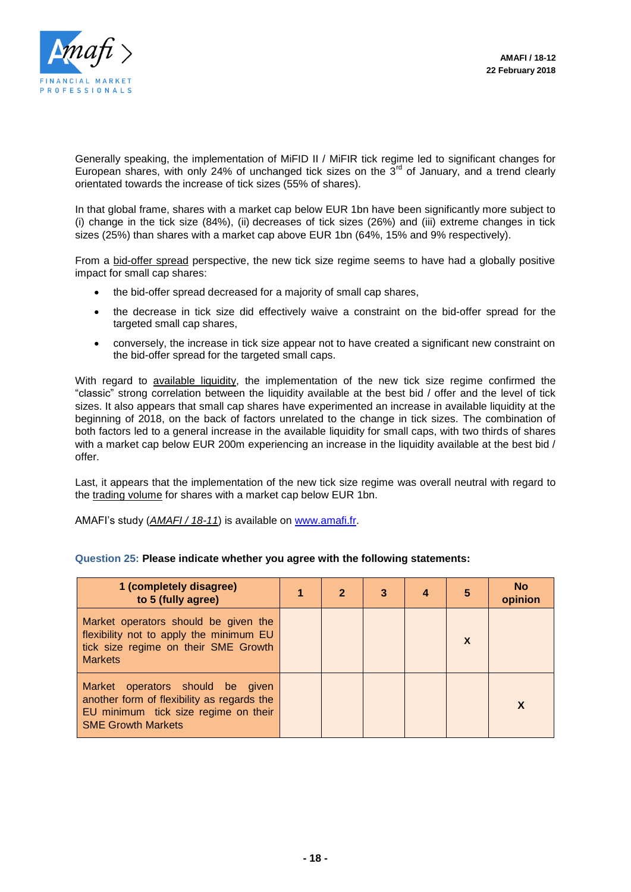Generally speaking, the implementation of MiFID II / MiFIR tick regime led to significant changes for European shares, with only 24% of unchanged tick sizes on the 3rd of January, and a trend clearly orientated towards the increase of tick sizes (55% of shares).

In that global frame, shares with a market cap below EUR 1bn have been significantly more subject to (i) change in the tick size (84%), (ii) decreases of tick sizes (26%) and (iii) extreme changes in tick sizes (25%) than shares with a market cap above EUR 1bn (64%, 15% and 9% respectively).

From a bid-offer spread perspective, the new tick size regime seems to have had a globally positive impact for small cap shares:

- the bid-offer spread decreased for a majority of small cap shares,
- the decrease in tick size did effectively waive a constraint on the bid-offer spread for the targeted small cap shares,
- conversely, the increase in tick size appear not to have created a significant new constraint on the bid-offer spread for the targeted small caps.

With regard to available liquidity, the implementation of the new tick size regime confirmed the "classic" strong correlation between the liquidity available at the best bid / offer and the level of tick sizes. It also appears that small cap shares have experimented an increase in available liquidity at the beginning of 2018, on the back of factors unrelated to the change in tick sizes. The combination of both factors led to a general increase in the available liquidity for small caps, with two thirds of shares with a market cap below EUR 200m experiencing an increase in the liquidity available at the best bid / offer.

Last, it appears that the implementation of the new tick size regime was overall neutral with regard to the trading volume for shares with a market cap below EUR 1bn.

AMAFI's study (*AMAFI / 18-11*) is available on [www.amafi.fr](http://www.amafi.fr).

**Question 25: Please indicate whether you agree with the following statements:**

| 1 (completely disagree) to 5 (fully agree) | 1 | 2 | 3 | 4 | 5 | No opinion |
|---|---|---|---|---|---|---|
| Market operators should be given the flexibility not to apply the minimum EU tick size regime on their SME Growth Markets | | | | | X | |
| Market operators should be given another form of flexibility as regards the EU minimum tick size regime on their SME Growth Markets | | | | | | X |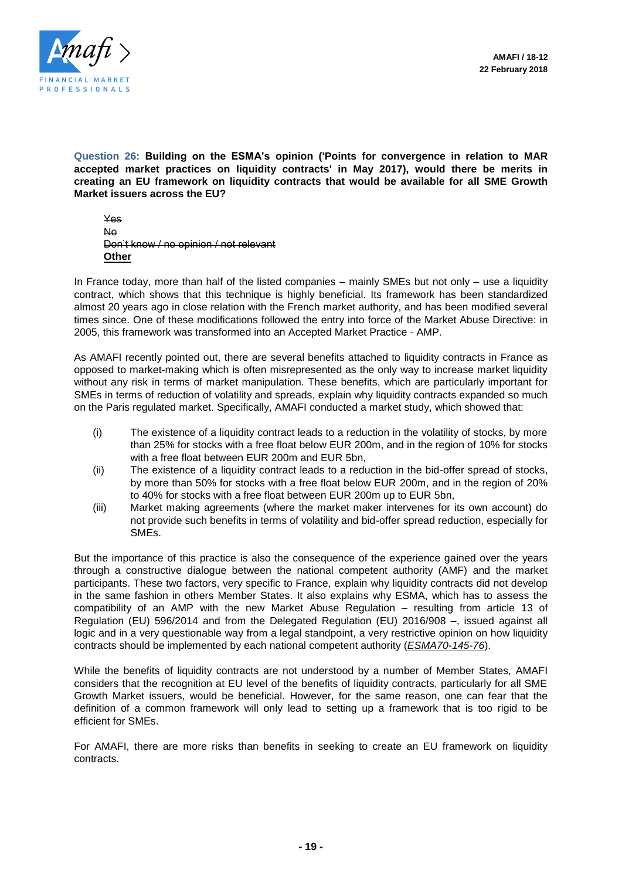**Question 26: Building on the ESMA's opinion ('Points for convergence in relation to MAR accepted market practices on liquidity contracts' in May 2017), would there be merits in creating an EU framework on liquidity contracts that would be available for all SME Growth Market issuers across the EU?**

~~Yes~~
~~No~~
~~Don't know / no opinion / not relevant~~
**Other**

In France today, more than half of the listed companies – mainly SMEs but not only – use a liquidity contract, which shows that this technique is highly beneficial. Its framework has been standardized almost 20 years ago in close relation with the French market authority, and has been modified several times since. One of these modifications followed the entry into force of the Market Abuse Directive: in 2005, this framework was transformed into an Accepted Market Practice - AMP.

As AMAFI recently pointed out, there are several benefits attached to liquidity contracts in France as opposed to market-making which is often misrepresented as the only way to increase market liquidity without any risk in terms of market manipulation. These benefits, which are particularly important for SMEs in terms of reduction of volatility and spreads, explain why liquidity contracts expanded so much on the Paris regulated market. Specifically, AMAFI conducted a market study, which showed that:

(i) The existence of a liquidity contract leads to a reduction in the volatility of stocks, by more than 25% for stocks with a free float below EUR 200m, and in the region of 10% for stocks with a free float between EUR 200m and EUR 5bn,

(ii) The existence of a liquidity contract leads to a reduction in the bid-offer spread of stocks, by more than 50% for stocks with a free float below EUR 200m, and in the region of 20% to 40% for stocks with a free float between EUR 200m up to EUR 5bn,

(iii) Market making agreements (where the market maker intervenes for its own account) do not provide such benefits in terms of volatility and bid-offer spread reduction, especially for SMEs.

But the importance of this practice is also the consequence of the experience gained over the years through a constructive dialogue between the national competent authority (AMF) and the market participants. These two factors, very specific to France, explain why liquidity contracts did not develop in the same fashion in others Member States. It also explains why ESMA, which has to assess the compatibility of an AMP with the new Market Abuse Regulation – resulting from article 13 of Regulation (EU) 596/2014 and from the Delegated Regulation (EU) 2016/908 –, issued against all logic and in a very questionable way from a legal standpoint, a very restrictive opinion on how liquidity contracts should be implemented by each national competent authority (*ESMA70-145-76*).

While the benefits of liquidity contracts are not understood by a number of Member States, AMAFI considers that the recognition at EU level of the benefits of liquidity contracts, particularly for all SME Growth Market issuers, would be beneficial. However, for the same reason, one can fear that the definition of a common framework will only lead to setting up a framework that is too rigid to be efficient for SMEs.

For AMAFI, there are more risks than benefits in seeking to create an EU framework on liquidity contracts.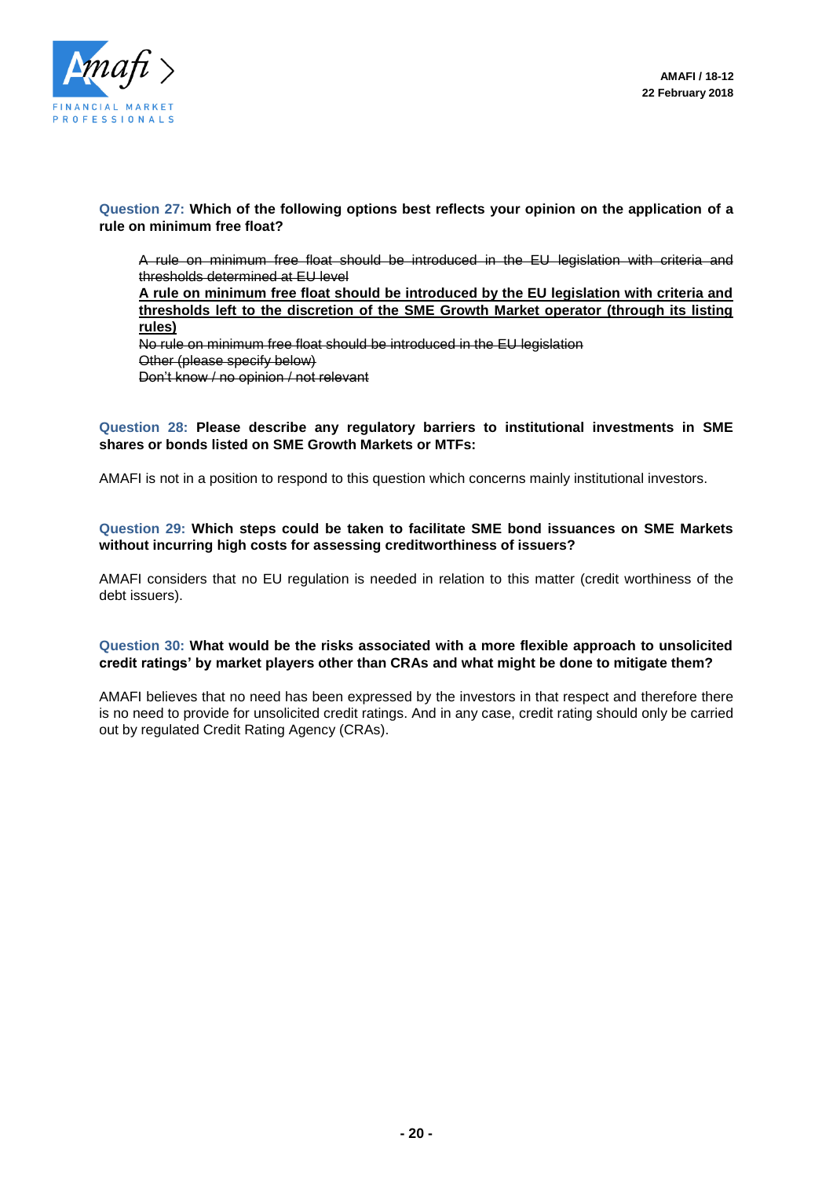**Question 27: Which of the following options best reflects your opinion on the application of a rule on minimum free float?**

~~A rule on minimum free float should be introduced in the EU legislation with criteria and thresholds determined at EU level~~
**A rule on minimum free float should be introduced by the EU legislation with criteria and thresholds left to the discretion of the SME Growth Market operator (through its listing rules)**
~~No rule on minimum free float should be introduced in the EU legislation~~
~~Other (please specify below)~~
~~Don't know / no opinion / not relevant~~

**Question 28: Please describe any regulatory barriers to institutional investments in SME shares or bonds listed on SME Growth Markets or MTFs:**

AMAFI is not in a position to respond to this question which concerns mainly institutional investors.

**Question 29: Which steps could be taken to facilitate SME bond issuances on SME Markets without incurring high costs for assessing creditworthiness of issuers?**

AMAFI considers that no EU regulation is needed in relation to this matter (credit worthiness of the debt issuers).

**Question 30: What would be the risks associated with a more flexible approach to unsolicited credit ratings' by market players other than CRAs and what might be done to mitigate them?**

AMAFI believes that no need has been expressed by the investors in that respect and therefore there is no need to provide for unsolicited credit ratings. And in any case, credit rating should only be carried out by regulated Credit Rating Agency (CRAs).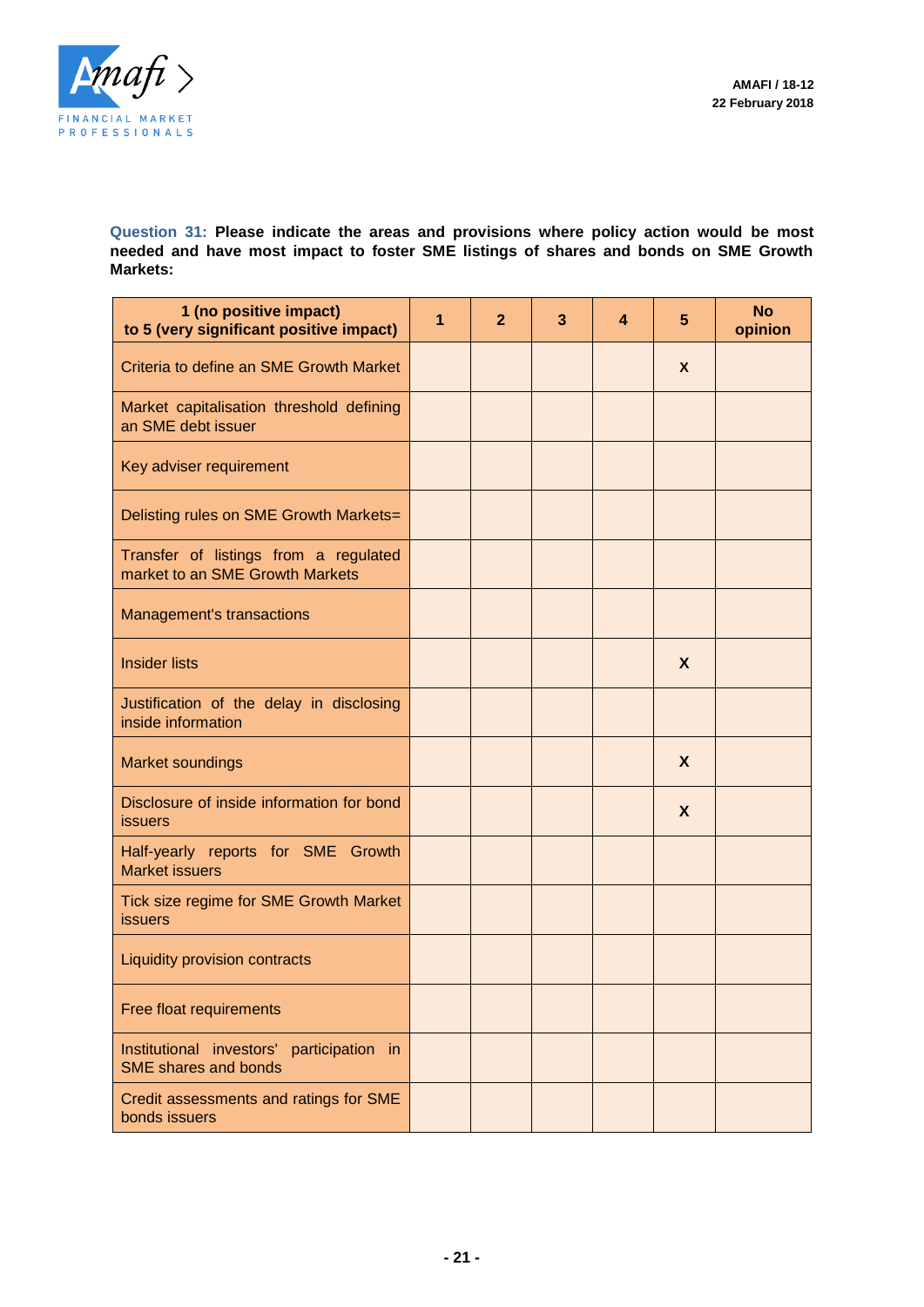**Question 31: Please indicate the areas and provisions where policy action would be most needed and have most impact to foster SME listings of shares and bonds on SME Growth Markets:**

| 1 (no positive impact) to 5 (very significant positive impact) | 1 | 2 | 3 | 4 | 5 | No opinion |
|---|---|---|---|---|---|---|
| Criteria to define an SME Growth Market | | | | | X | |
| Market capitalisation threshold defining an SME debt issuer | | | | | | |
| Key adviser requirement | | | | | | |
| Delisting rules on SME Growth Markets= | | | | | | |
| Transfer of listings from a regulated market to an SME Growth Markets | | | | | | |
| Management's transactions | | | | | | |
| Insider lists | | | | | X | |
| Justification of the delay in disclosing inside information | | | | | | |
| Market soundings | | | | | X | |
| Disclosure of inside information for bond issuers | | | | | X | |
| Half-yearly reports for SME Growth Market issuers | | | | | | |
| Tick size regime for SME Growth Market issuers | | | | | | |
| Liquidity provision contracts | | | | | | |
| Free float requirements | | | | | | |
| Institutional investors' participation in SME shares and bonds | | | | | | |
| Credit assessments and ratings for SME bonds issuers | | | | | | |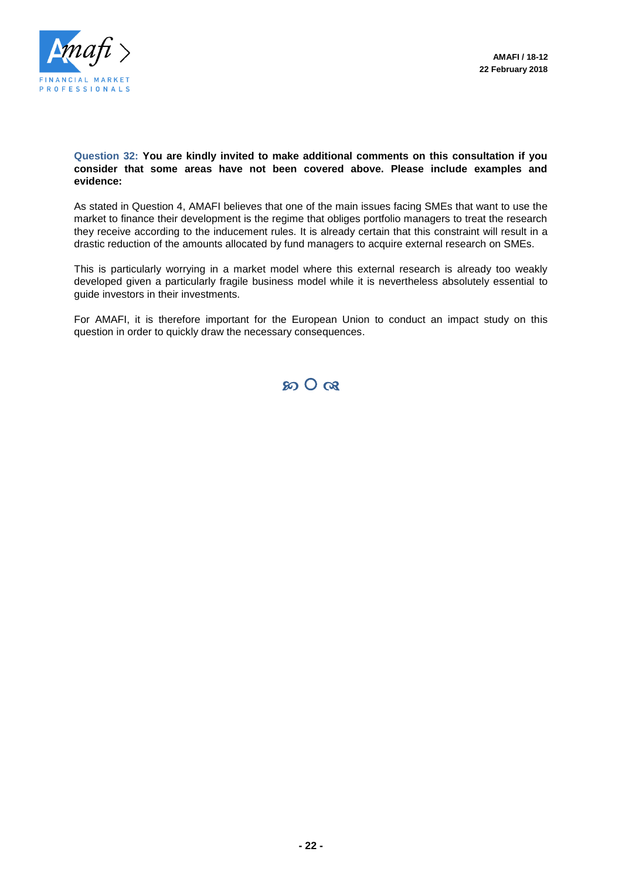**Question 32: You are kindly invited to make additional comments on this consultation if you consider that some areas have not been covered above. Please include examples and evidence:**

As stated in Question 4, AMAFI believes that one of the main issues facing SMEs that want to use the market to finance their development is the regime that obliges portfolio managers to treat the research they receive according to the inducement rules. It is already certain that this constraint will result in a drastic reduction of the amounts allocated by fund managers to acquire external research on SMEs.

This is particularly worrying in a market model where this external research is already too weakly developed given a particularly fragile business model while it is nevertheless absolutely essential to guide investors in their investments.

For AMAFI, it is therefore important for the European Union to conduct an impact study on this question in order to quickly draw the necessary consequences.

ꕤ O ꕤ